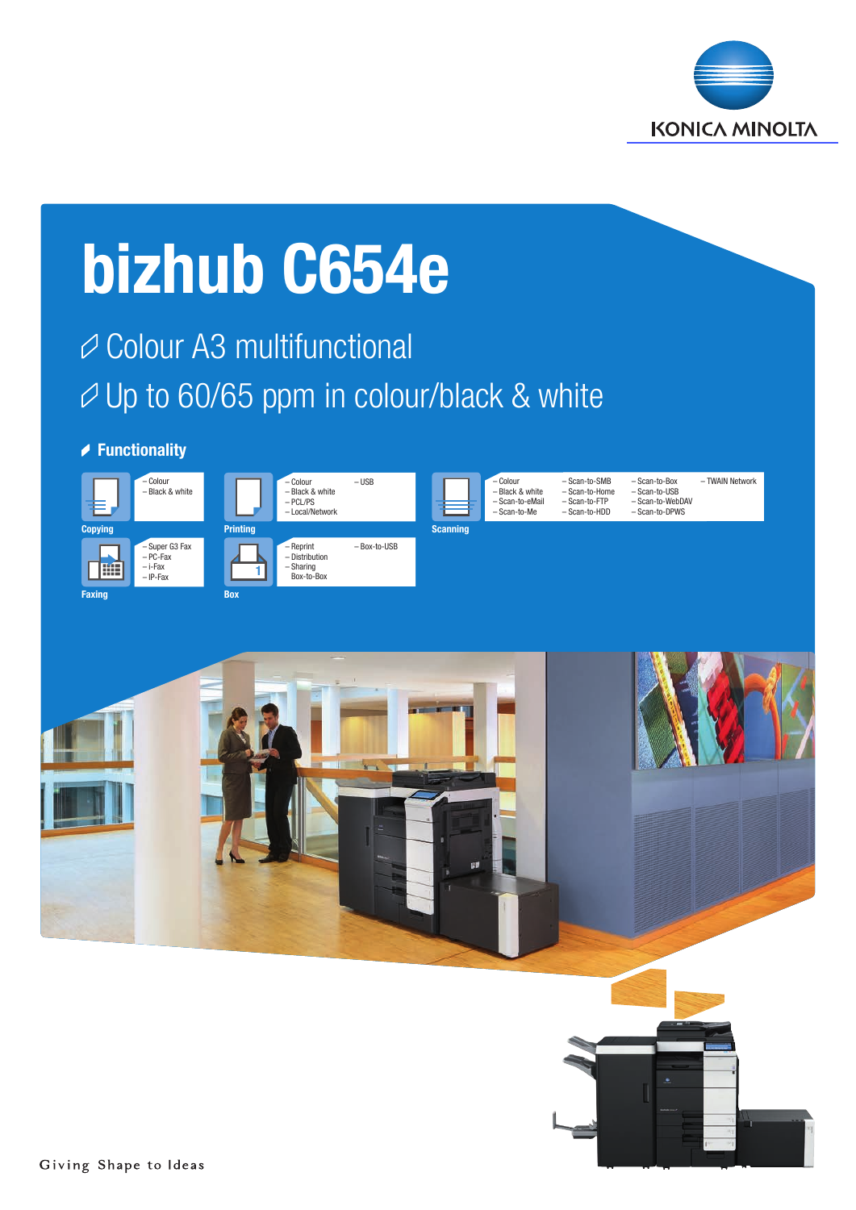KONICA MINOLTA

# bizhub C654e

- Colour A3 multifunctional
- Up to 60/65 ppm in colour/black & white

## Functionality

**Copying**
- Colour
- Black & white

**Printing**
- Colour
- Black & white
- PCL/PS
- Local/Network
- USB

**Scanning**
- Colour
- Black & white
- Scan-to-eMail
- Scan-to-Me
- Scan-to-SMB
- Scan-to-Home
- Scan-to-FTP
- Scan-to-HDD
- Scan-to-Box
- Scan-to-USB
- Scan-to-WebDAV
- Scan-to-DPWS
- TWAIN Network

**Faxing**
- Super G3 Fax
- PC-Fax
- i-Fax
- IP-Fax

**Box**
- Reprint
- Distribution
- Sharing Box-to-Box
- Box-to-USB

Giving Shape to Ideas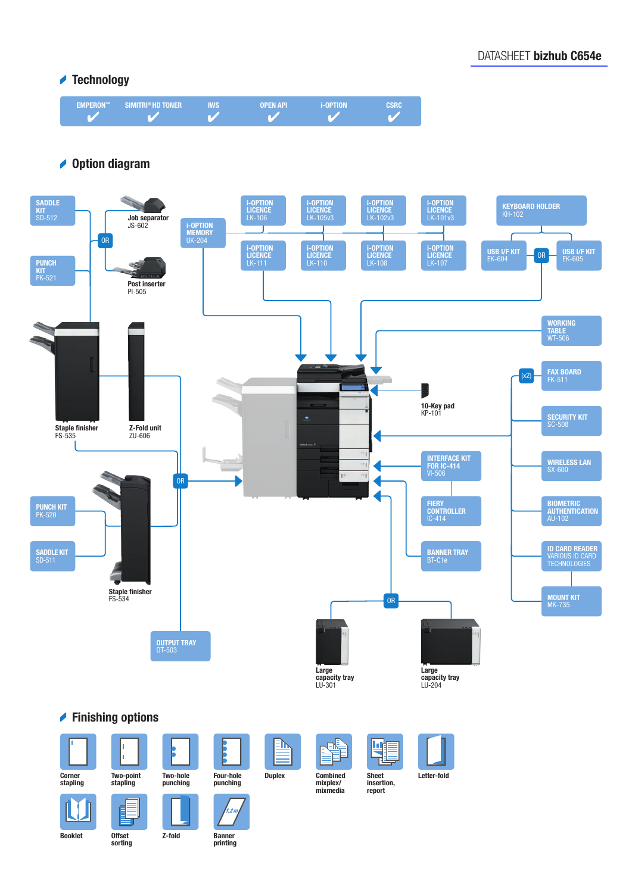DATASHEET **bizhub C654e**

## Technology

| EMPERON™ | SIMITRI® HD TONER | IWS | OPEN API | i-OPTION | CSRC |
|---|---|---|---|---|---|
| ✔ | ✔ | ✔ | ✔ | ✔ | ✔ |

## Option diagram

SADDLE KIT SD-512

PUNCH KIT PK-521

OR

Job separator JS-602

Post inserter PI-505

i-OPTION MEMORY UK-204

i-OPTION LICENCE LK-106

i-OPTION LICENCE LK-105v3

i-OPTION LICENCE LK-102v3

i-OPTION LICENCE LK-101v3

i-OPTION LICENCE LK-111

i-OPTION LICENCE LK-110

i-OPTION LICENCE LK-108

i-OPTION LICENCE LK-107

KEYBOARD HOLDER KH-102

USB I/F KIT EK-604

OR

USB I/F KIT EK-605

WORKING TABLE WT-506

Staple finisher FS-535

Z-Fold unit ZU-606

OR

10-Key pad KP-101

(x2)

FAX BOARD FK-511

SECURITY KIT SC-508

INTERFACE KIT FOR IC-414 VI-506

WIRELESS LAN SX-600

FIERY CONTROLLER IC-414

BIOMETRIC AUTHENTICATION AU-102

PUNCH KIT PK-520

SADDLE KIT SD-511

Staple finisher FS-534

BANNER TRAY BT-C1e

ID CARD READER VARIOUS ID CARD TECHNOLOGIES

MOUNT KIT MK-735

OR

OUTPUT TRAY OT-503

Large capacity tray LU-301

Large capacity tray LU-204

## Finishing options

- Corner stapling
- Two-point stapling
- Two-hole punching
- Four-hole punching
- Duplex
- Combined mixplex/ mixmedia
- Sheet insertion, report
- Letter-fold
- Booklet
- Offset sorting
- Z-fold
- Banner printing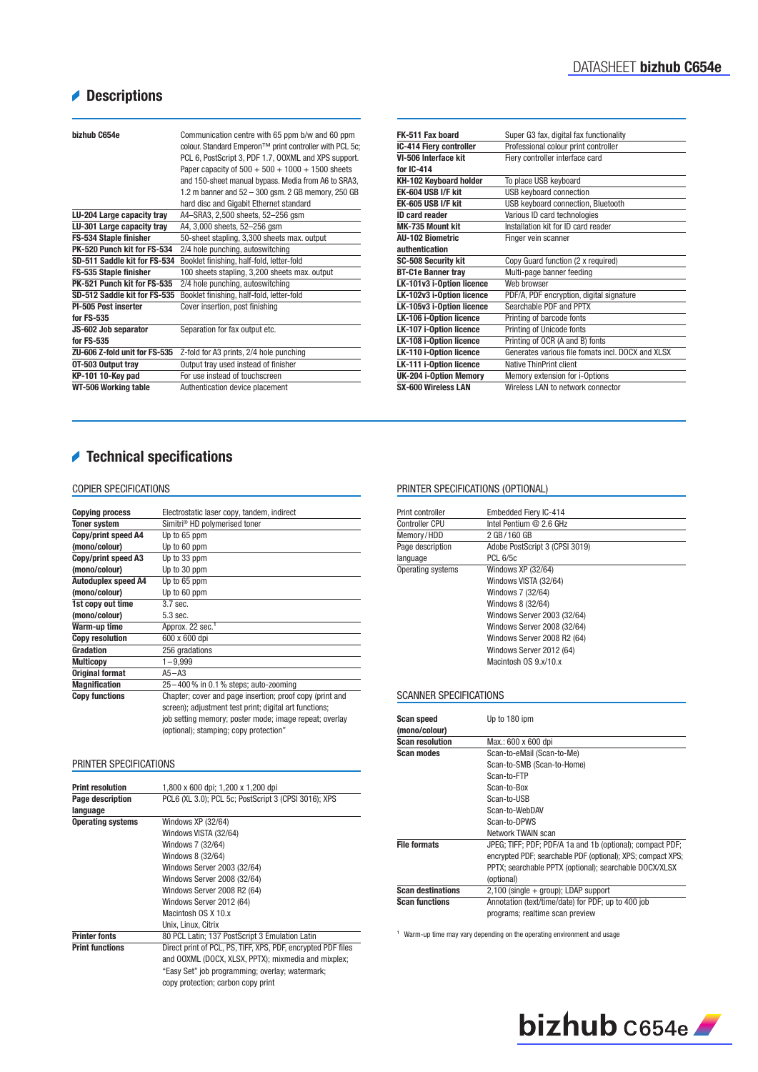# Descriptions

| | |
|---|---|
| **bizhub C654e** | Communication centre with 65 ppm b/w and 60 ppm colour. Standard Emperon™ print controller with PCL 5c; PCL 6, PostScript 3, PDF 1.7, OOXML and XPS support. Paper capacity of 500 + 500 + 1000 + 1500 sheets and 150-sheet manual bypass. Media from A6 to SRA3, 1.2 m banner and 52 – 300 gsm. 2 GB memory, 250 GB hard disc and Gigabit Ethernet standard |
| **LU-204 Large capacity tray** | A4–SRA3, 2,500 sheets, 52–256 gsm |
| **LU-301 Large capacity tray** | A4, 3,000 sheets, 52–256 gsm |
| **FS-534 Staple finisher** | 50-sheet stapling, 3,300 sheets max. output |
| **PK-520 Punch kit for FS-534** | 2/4 hole punching, autoswitching |
| **SD-511 Saddle kit for FS-534** | Booklet finishing, half-fold, letter-fold |
| **FS-535 Staple finisher** | 100 sheets stapling, 3,200 sheets max. output |
| **PK-521 Punch kit for FS-535** | 2/4 hole punching, autoswitching |
| **SD-512 Saddle kit for FS-535** | Booklet finishing, half-fold, letter-fold |
| **PI-505 Post inserter for FS-535** | Cover insertion, post finishing |
| **JS-602 Job separator for FS-535** | Separation for fax output etc. |
| **ZU-606 Z-fold unit for FS-535** | Z-fold for A3 prints, 2/4 hole punching |
| **OT-503 Output tray** | Output tray used instead of finisher |
| **KP-101 10-Key pad** | For use instead of touchscreen |
| **WT-506 Working table** | Authentication device placement |

| | |
|---|---|
| **FK-511 Fax board** | Super G3 fax, digital fax functionality |
| **IC-414 Fiery controller** | Professional colour print controller |
| **VI-506 Interface kit for IC-414** | Fiery controller interface card |
| **KH-102 Keyboard holder** | To place USB keyboard |
| **EK-604 USB I/F kit** | USB keyboard connection |
| **EK-605 USB I/F kit** | USB keyboard connection, Bluetooth |
| **ID card reader** | Various ID card technologies |
| **MK-735 Mount kit** | Installation kit for ID card reader |
| **AU-102 Biometric authentication** | Finger vein scanner |
| **SC-508 Security kit** | Copy Guard function (2 x required) |
| **BT-C1e Banner tray** | Multi-page banner feeding |
| **LK-101v3 i-Option licence** | Web browser |
| **LK-102v3 i-Option licence** | PDF/A, PDF encryption, digital signature |
| **LK-105v3 i-Option licence** | Searchable PDF and PPTX |
| **LK-106 i-Option licence** | Printing of barcode fonts |
| **LK-107 i-Option licence** | Printing of Unicode fonts |
| **LK-108 i-Option licence** | Printing of OCR (A and B) fonts |
| **LK-110 i-Option licence** | Generates various file fomats incl. DOCX and XLSX |
| **LK-111 i-Option licence** | Native ThinPrint client |
| **UK-204 i-Option Memory** | Memory extension for i-Options |
| **SX-600 Wireless LAN** | Wireless LAN to network connector |

# Technical specifications

## COPIER SPECIFICATIONS

| | |
|---|---|
| **Copying process** | Electrostatic laser copy, tandem, indirect |
| **Toner system** | Simitri® HD polymerised toner |
| **Copy/print speed A4 (mono/colour)** | Up to 65 ppm<br>Up to 60 ppm |
| **Copy/print speed A3 (mono/colour)** | Up to 33 ppm<br>Up to 30 ppm |
| **Autoduplex speed A4 (mono/colour)** | Up to 65 ppm<br>Up to 60 ppm |
| **1st copy out time (mono/colour)** | 3.7 sec.<br>5.3 sec. |
| **Warm-up time** | Approx. 22 sec.[1] |
| **Copy resolution** | 600 x 600 dpi |
| **Gradation** | 256 gradations |
| **Multicopy** | 1 – 9,999 |
| **Original format** | A5 – A3 |
| **Magnification** | 25 – 400 % in 0.1 % steps; auto-zooming |
| **Copy functions** | Chapter; cover and page insertion; proof copy (print and screen); adjustment test print; digital art functions; job setting memory; poster mode; image repeat; overlay (optional); stamping; copy protection" |

## PRINTER SPECIFICATIONS

| | |
|---|---|
| **Print resolution** | 1,800 x 600 dpi; 1,200 x 1,200 dpi |
| **Page description language** | PCL6 (XL 3.0); PCL 5c; PostScript 3 (CPSI 3016); XPS |
| **Operating systems** | Windows XP (32/64)<br>Windows VISTA (32/64)<br>Windows 7 (32/64)<br>Windows 8 (32/64)<br>Windows Server 2003 (32/64)<br>Windows Server 2008 (32/64)<br>Windows Server 2008 R2 (64)<br>Windows Server 2012 (64)<br>Macintosh OS X 10.x<br>Unix, Linux, Citrix |
| **Printer fonts** | 80 PCL Latin; 137 PostScript 3 Emulation Latin |
| **Print functions** | Direct print of PCL, PS, TIFF, XPS, PDF, encrypted PDF files and OOXML (DOCX, XLSX, PPTX); mixmedia and mixplex; "Easy Set" job programming; overlay; watermark; copy protection; carbon copy print |

## PRINTER SPECIFICATIONS (OPTIONAL)

| | |
|---|---|
| Print controller | Embedded Fiery IC-414 |
| Controller CPU | Intel Pentium @ 2.6 GHz |
| Memory / HDD | 2 GB / 160 GB |
| Page description language | Adobe PostScript 3 (CPSI 3019)<br>PCL 6/5c |
| Operating systems | Windows XP (32/64)<br>Windows VISTA (32/64)<br>Windows 7 (32/64)<br>Windows 8 (32/64)<br>Windows Server 2003 (32/64)<br>Windows Server 2008 (32/64)<br>Windows Server 2008 R2 (64)<br>Windows Server 2012 (64)<br>Macintosh OS 9.x/10.x |

## SCANNER SPECIFICATIONS

| | |
|---|---|
| **Scan speed (mono/colour)** | Up to 180 ipm |
| **Scan resolution** | Max.: 600 x 600 dpi |
| **Scan modes** | Scan-to-eMail (Scan-to-Me)<br>Scan-to-SMB (Scan-to-Home)<br>Scan-to-FTP<br>Scan-to-Box<br>Scan-to-USB<br>Scan-to-WebDAV<br>Scan-to-DPWS<br>Network TWAIN scan |
| **File formats** | JPEG; TIFF; PDF; PDF/A 1a and 1b (optional); compact PDF; encrypted PDF; searchable PDF (optional); XPS; compact XPS; PPTX; searchable PPTX (optional); searchable DOCX/XLSX (optional) |
| **Scan destinations** | 2,100 (single + group); LDAP support |
| **Scan functions** | Annotation (text/time/date) for PDF; up to 400 job programs; realtime scan preview |

[1] Warm-up time may vary depending on the operating environment and usage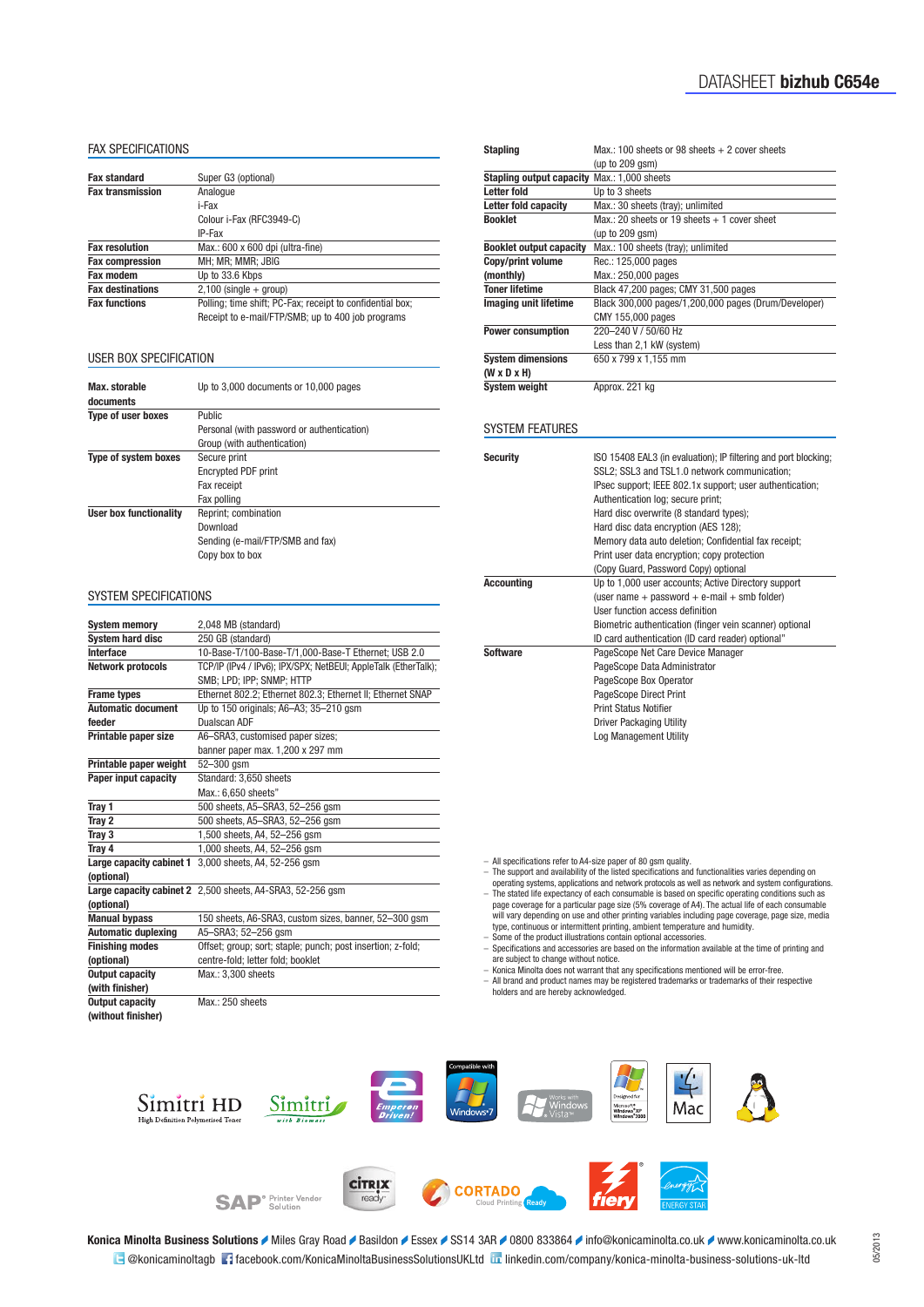# DATASHEET **bizhub C654e**

## FAX SPECIFICATIONS

| | |
|---|---|
| **Fax standard** | Super G3 (optional) |
| **Fax transmission** | Analogue<br>i-Fax<br>Colour i-Fax (RFC3949-C)<br>IP-Fax |
| **Fax resolution** | Max.: 600 x 600 dpi (ultra-fine) |
| **Fax compression** | MH; MR; MMR; JBIG |
| **Fax modem** | Up to 33.6 Kbps |
| **Fax destinations** | 2,100 (single + group) |
| **Fax functions** | Polling; time shift; PC-Fax; receipt to confidential box; Receipt to e-mail/FTP/SMB; up to 400 job programs |

## USER BOX SPECIFICATION

| | |
|---|---|
| **Max. storable documents** | Up to 3,000 documents or 10,000 pages |
| **Type of user boxes** | Public<br>Personal (with password or authentication)<br>Group (with authentication) |
| **Type of system boxes** | Secure print<br>Encrypted PDF print<br>Fax receipt<br>Fax polling |
| **User box functionality** | Reprint; combination<br>Download<br>Sending (e-mail/FTP/SMB and fax)<br>Copy box to box |

## SYSTEM SPECIFICATIONS

| | |
|---|---|
| **System memory** | 2,048 MB (standard) |
| **System hard disc** | 250 GB (standard) |
| **Interface** | 10-Base-T/100-Base-T/1,000-Base-T Ethernet; USB 2.0 |
| **Network protocols** | TCP/IP (IPv4 / IPv6); IPX/SPX; NetBEUI; AppleTalk (EtherTalk); SMB; LPD; IPP; SNMP; HTTP |
| **Frame types** | Ethernet 802.2; Ethernet 802.3; Ethernet II; Ethernet SNAP |
| **Automatic document feeder** | Up to 150 originals; A6–A3; 35–210 gsm<br>Dualscan ADF |
| **Printable paper size** | A6–SRA3, customised paper sizes; banner paper max. 1,200 x 297 mm |
| **Printable paper weight** | 52–300 gsm |
| **Paper input capacity** | Standard: 3,650 sheets<br>Max.: 6,650 sheets" |
| **Tray 1** | 500 sheets, A5–SRA3, 52–256 gsm |
| **Tray 2** | 500 sheets, A5–SRA3, 52–256 gsm |
| **Tray 3** | 1,500 sheets, A4, 52–256 gsm |
| **Tray 4** | 1,000 sheets, A4, 52–256 gsm |
| **Large capacity cabinet 1 (optional)** | 3,000 sheets, A4, 52-256 gsm |
| **Large capacity cabinet 2 (optional)** | 2,500 sheets, A4-SRA3, 52-256 gsm |
| **Manual bypass** | 150 sheets, A6-SRA3, custom sizes, banner, 52–300 gsm |
| **Automatic duplexing** | A5–SRA3; 52–256 gsm |
| **Finishing modes (optional)** | Offset; group; sort; staple; punch; post insertion; z-fold; centre-fold; letter fold; booklet |
| **Output capacity (with finisher)** | Max.: 3,300 sheets |
| **Output capacity (without finisher)** | Max.: 250 sheets |
| **Stapling** | Max.: 100 sheets or 98 sheets + 2 cover sheets (up to 209 gsm) |
| **Stapling output capacity** | Max.: 1,000 sheets |
| **Letter fold** | Up to 3 sheets |
| **Letter fold capacity** | Max.: 30 sheets (tray); unlimited |
| **Booklet** | Max.: 20 sheets or 19 sheets + 1 cover sheet (up to 209 gsm) |
| **Booklet output capacity** | Max.: 100 sheets (tray); unlimited |
| **Copy/print volume (monthly)** | Rec.: 125,000 pages<br>Max.: 250,000 pages |
| **Toner lifetime** | Black 47,200 pages; CMY 31,500 pages |
| **Imaging unit lifetime** | Black 300,000 pages/1,200,000 pages (Drum/Developer)<br>CMY 155,000 pages |
| **Power consumption** | 220–240 V / 50/60 Hz<br>Less than 2,1 kW (system) |
| **System dimensions (W x D x H)** | 650 x 799 x 1,155 mm |
| **System weight** | Approx. 221 kg |

## SYSTEM FEATURES

| | |
|---|---|
| **Security** | ISO 15408 EAL3 (in evaluation); IP filtering and port blocking; SSL2; SSL3 and TSL1.0 network communication; IPsec support; IEEE 802.1x support; user authentication; Authentication log; secure print; Hard disc overwrite (8 standard types); Hard disc data encryption (AES 128); Memory data auto deletion; Confidential fax receipt; Print user data encryption; copy protection (Copy Guard, Password Copy) optional |
| **Accounting** | Up to 1,000 user accounts; Active Directory support (user name + password + e-mail + smb folder)<br>User function access definition<br>Biometric authentication (finger vein scanner) optional<br>ID card authentication (ID card reader) optional" |
| **Software** | PageScope Net Care Device Manager<br>PageScope Data Administrator<br>PageScope Box Operator<br>PageScope Direct Print<br>Print Status Notifier<br>Driver Packaging Utility<br>Log Management Utility |

- All specifications refer to A4-size paper of 80 gsm quality.
- The support and availability of the listed specifications and functionalities varies depending on operating systems, applications and network protocols as well as network and system configurations.
- The stated life expectancy of each consumable is based on specific operating conditions such as page coverage for a particular page size (5% coverage of A4). The actual life of each consumable will vary depending on use and other printing variables including page coverage, page size, media type, continuous or intermittent printing, ambient temperature and humidity.
- Some of the product illustrations contain optional accessories.
- Specifications and accessories are based on the information available at the time of printing and are subject to change without notice.
- Konica Minolta does not warrant that any specifications mentioned will be error-free.
- All brand and product names may be registered trademarks or trademarks of their respective holders and are hereby acknowledged.

**Konica Minolta Business Solutions** / Miles Gray Road / Basildon / Essex / SS14 3AR / 0800 833864 / info@konicaminolta.co.uk / www.konicaminolta.co.uk
@konicaminoltagb facebook.com/KonicaMinoltaBusinessSolutionsUKLtd linkedin.com/company/konica-minolta-business-solutions-uk-ltd

05/2013